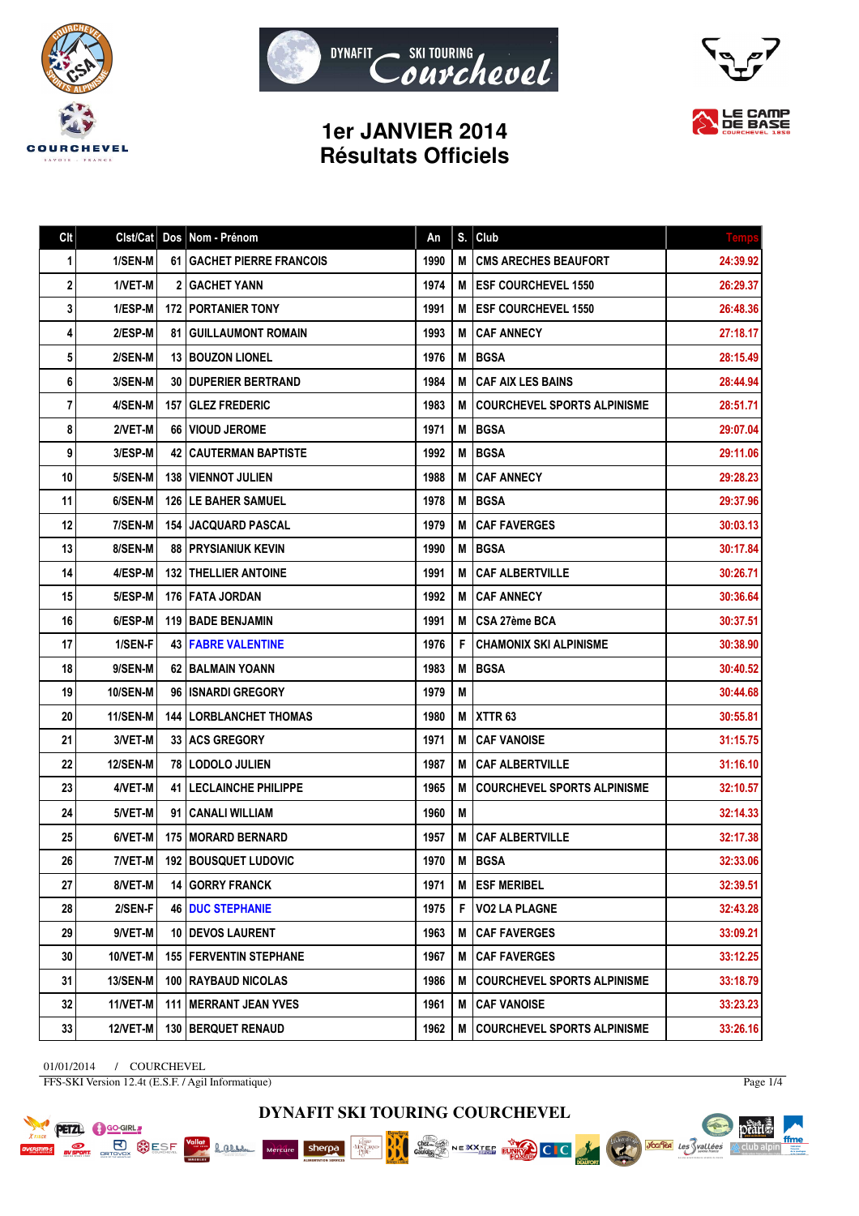# 1er JANVIER 2014
## Résultats Officiels

| Clt | Clst/Cat | Dos | Nom - Prénom | An | S. | Club | Temps |
|---|---|---|---|---|---|---|---|
| 1 | 1/SEN-M | 61 | GACHET PIERRE FRANCOIS | 1990 | M | CMS ARECHES BEAUFORT | 24:39.92 |
| 2 | 1/VET-M | 2 | GACHET YANN | 1974 | M | ESF COURCHEVEL 1550 | 26:29.37 |
| 3 | 1/ESP-M | 172 | PORTANIER TONY | 1991 | M | ESF COURCHEVEL 1550 | 26:48.36 |
| 4 | 2/ESP-M | 81 | GUILLAUMONT ROMAIN | 1993 | M | CAF ANNECY | 27:18.17 |
| 5 | 2/SEN-M | 13 | BOUZON LIONEL | 1976 | M | BGSA | 28:15.49 |
| 6 | 3/SEN-M | 30 | DUPERIER BERTRAND | 1984 | M | CAF AIX LES BAINS | 28:44.94 |
| 7 | 4/SEN-M | 157 | GLEZ FREDERIC | 1983 | M | COURCHEVEL SPORTS ALPINISME | 28:51.71 |
| 8 | 2/VET-M | 66 | VIOUD JEROME | 1971 | M | BGSA | 29:07.04 |
| 9 | 3/ESP-M | 42 | CAUTERMAN BAPTISTE | 1992 | M | BGSA | 29:11.06 |
| 10 | 5/SEN-M | 138 | VIENNOT JULIEN | 1988 | M | CAF ANNECY | 29:28.23 |
| 11 | 6/SEN-M | 126 | LE BAHER SAMUEL | 1978 | M | BGSA | 29:37.96 |
| 12 | 7/SEN-M | 154 | JACQUARD PASCAL | 1979 | M | CAF FAVERGES | 30:03.13 |
| 13 | 8/SEN-M | 88 | PRYSIANIUK KEVIN | 1990 | M | BGSA | 30:17.84 |
| 14 | 4/ESP-M | 132 | THELLIER ANTOINE | 1991 | M | CAF ALBERTVILLE | 30:26.71 |
| 15 | 5/ESP-M | 176 | FATA JORDAN | 1992 | M | CAF ANNECY | 30:36.64 |
| 16 | 6/ESP-M | 119 | BADE BENJAMIN | 1991 | M | CSA 27ème BCA | 30:37.51 |
| 17 | 1/SEN-F | 43 | FABRE VALENTINE | 1976 | F | CHAMONIX SKI ALPINISME | 30:38.90 |
| 18 | 9/SEN-M | 62 | BALMAIN YOANN | 1983 | M | BGSA | 30:40.52 |
| 19 | 10/SEN-M | 96 | ISNARDI GREGORY | 1979 | M | | 30:44.68 |
| 20 | 11/SEN-M | 144 | LORBLANCHET THOMAS | 1980 | M | XTTR 63 | 30:55.81 |
| 21 | 3/VET-M | 33 | ACS GREGORY | 1971 | M | CAF VANOISE | 31:15.75 |
| 22 | 12/SEN-M | 78 | LODOLO JULIEN | 1987 | M | CAF ALBERTVILLE | 31:16.10 |
| 23 | 4/VET-M | 41 | LECLAINCHE PHILIPPE | 1965 | M | COURCHEVEL SPORTS ALPINISME | 32:10.57 |
| 24 | 5/VET-M | 91 | CANALI WILLIAM | 1960 | M | | 32:14.33 |
| 25 | 6/VET-M | 175 | MORARD BERNARD | 1957 | M | CAF ALBERTVILLE | 32:17.38 |
| 26 | 7/VET-M | 192 | BOUSQUET LUDOVIC | 1970 | M | BGSA | 32:33.06 |
| 27 | 8/VET-M | 14 | GORRY FRANCK | 1971 | M | ESF MERIBEL | 32:39.51 |
| 28 | 2/SEN-F | 46 | DUC STEPHANIE | 1975 | F | VO2 LA PLAGNE | 32:43.28 |
| 29 | 9/VET-M | 10 | DEVOS LAURENT | 1963 | M | CAF FAVERGES | 33:09.21 |
| 30 | 10/VET-M | 155 | FERVENTIN STEPHANE | 1967 | M | CAF FAVERGES | 33:12.25 |
| 31 | 13/SEN-M | 100 | RAYBAUD NICOLAS | 1986 | M | COURCHEVEL SPORTS ALPINISME | 33:18.79 |
| 32 | 11/VET-M | 111 | MERRANT JEAN YVES | 1961 | M | CAF VANOISE | 33:23.23 |
| 33 | 12/VET-M | 130 | BERQUET RENAUD | 1962 | M | COURCHEVEL SPORTS ALPINISME | 33:26.16 |

01/01/2014 / COURCHEVEL

FFS-SKI Version 12.4t (E.S.F. / Agil Informatique)

DYNAFIT SKI TOURING COURCHEVEL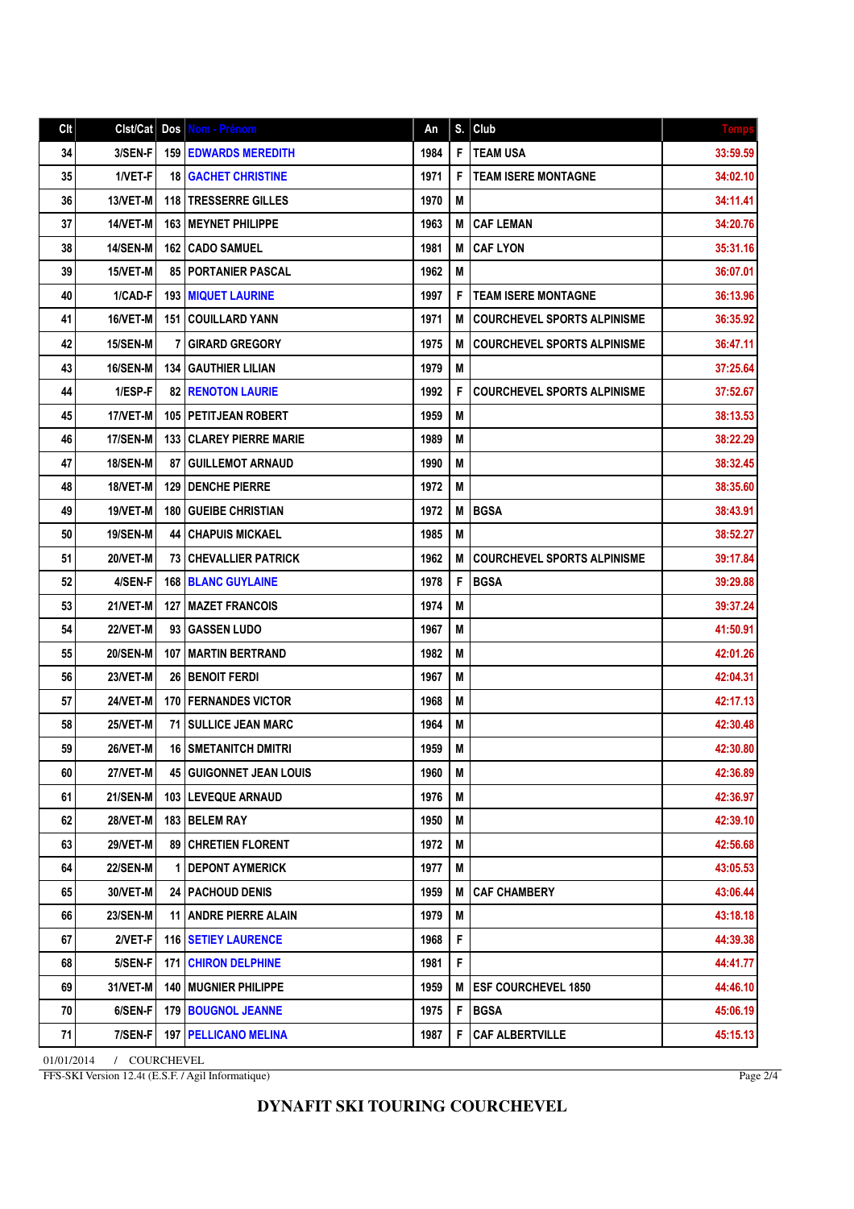| Clt | Clst/Cat | Dos | Nom - Prénom | An | S. | Club | Temps |
|---|---|---|---|---|---|---|---|
| 34 | 3/SEN-F | 159 | EDWARDS MEREDITH | 1984 | F | TEAM USA | 33:59.59 |
| 35 | 1/VET-F | 18 | GACHET CHRISTINE | 1971 | F | TEAM ISERE MONTAGNE | 34:02.10 |
| 36 | 13/VET-M | 118 | TRESSERRE GILLES | 1970 | M | | 34:11.41 |
| 37 | 14/VET-M | 163 | MEYNET PHILIPPE | 1963 | M | CAF LEMAN | 34:20.76 |
| 38 | 14/SEN-M | 162 | CADO SAMUEL | 1981 | M | CAF LYON | 35:31.16 |
| 39 | 15/VET-M | 85 | PORTANIER PASCAL | 1962 | M | | 36:07.01 |
| 40 | 1/CAD-F | 193 | MIQUET LAURINE | 1997 | F | TEAM ISERE MONTAGNE | 36:13.96 |
| 41 | 16/VET-M | 151 | COUILLARD YANN | 1971 | M | COURCHEVEL SPORTS ALPINISME | 36:35.92 |
| 42 | 15/SEN-M | 7 | GIRARD GREGORY | 1975 | M | COURCHEVEL SPORTS ALPINISME | 36:47.11 |
| 43 | 16/SEN-M | 134 | GAUTHIER LILIAN | 1979 | M | | 37:25.64 |
| 44 | 1/ESP-F | 82 | RENOTON LAURIE | 1992 | F | COURCHEVEL SPORTS ALPINISME | 37:52.67 |
| 45 | 17/VET-M | 105 | PETITJEAN ROBERT | 1959 | M | | 38:13.53 |
| 46 | 17/SEN-M | 133 | CLAREY PIERRE MARIE | 1989 | M | | 38:22.29 |
| 47 | 18/SEN-M | 87 | GUILLEMOT ARNAUD | 1990 | M | | 38:32.45 |
| 48 | 18/VET-M | 129 | DENCHE PIERRE | 1972 | M | | 38:35.60 |
| 49 | 19/VET-M | 180 | GUEIBE CHRISTIAN | 1972 | M | BGSA | 38:43.91 |
| 50 | 19/SEN-M | 44 | CHAPUIS MICKAEL | 1985 | M | | 38:52.27 |
| 51 | 20/VET-M | 73 | CHEVALLIER PATRICK | 1962 | M | COURCHEVEL SPORTS ALPINISME | 39:17.84 |
| 52 | 4/SEN-F | 168 | BLANC GUYLAINE | 1978 | F | BGSA | 39:29.88 |
| 53 | 21/VET-M | 127 | MAZET FRANCOIS | 1974 | M | | 39:37.24 |
| 54 | 22/VET-M | 93 | GASSEN LUDO | 1967 | M | | 41:50.91 |
| 55 | 20/SEN-M | 107 | MARTIN BERTRAND | 1982 | M | | 42:01.26 |
| 56 | 23/VET-M | 26 | BENOIT FERDI | 1967 | M | | 42:04.31 |
| 57 | 24/VET-M | 170 | FERNANDES VICTOR | 1968 | M | | 42:17.13 |
| 58 | 25/VET-M | 71 | SULLICE JEAN MARC | 1964 | M | | 42:30.48 |
| 59 | 26/VET-M | 16 | SMETANITCH DMITRI | 1959 | M | | 42:30.80 |
| 60 | 27/VET-M | 45 | GUIGONNET JEAN LOUIS | 1960 | M | | 42:36.89 |
| 61 | 21/SEN-M | 103 | LEVEQUE ARNAUD | 1976 | M | | 42:36.97 |
| 62 | 28/VET-M | 183 | BELEM RAY | 1950 | M | | 42:39.10 |
| 63 | 29/VET-M | 89 | CHRETIEN FLORENT | 1972 | M | | 42:56.68 |
| 64 | 22/SEN-M | 1 | DEPONT AYMERICK | 1977 | M | | 43:05.53 |
| 65 | 30/VET-M | 24 | PACHOUD DENIS | 1959 | M | CAF CHAMBERY | 43:06.44 |
| 66 | 23/SEN-M | 11 | ANDRE PIERRE ALAIN | 1979 | M | | 43:18.18 |
| 67 | 2/VET-F | 116 | SETIEY LAURENCE | 1968 | F | | 44:39.38 |
| 68 | 5/SEN-F | 171 | CHIRON DELPHINE | 1981 | F | | 44:41.77 |
| 69 | 31/VET-M | 140 | MUGNIER PHILIPPE | 1959 | M | ESF COURCHEVEL 1850 | 44:46.10 |
| 70 | 6/SEN-F | 179 | BOUGNOL JEANNE | 1975 | F | BGSA | 45:06.19 |
| 71 | 7/SEN-F | 197 | PELLICANO MELINA | 1987 | F | CAF ALBERTVILLE | 45:15.13 |

01/01/2014 / COURCHEVEL

FFS-SKI Version 12.4t (E.S.F. / Agil Informatique)

**DYNAFIT SKI TOURING COURCHEVEL**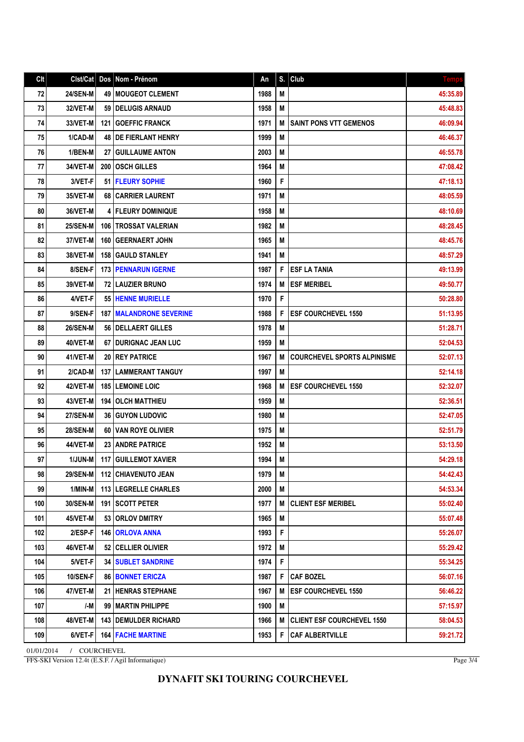| Clt | Clst/Cat | Dos | Nom - Prénom | An | S. | Club | Temps |
|---|---|---|---|---|---|---|---|
| 72 | 24/SEN-M | 49 | MOUGEOT CLEMENT | 1988 | M | | 45:35.89 |
| 73 | 32/VET-M | 59 | DELUGIS ARNAUD | 1958 | M | | 45:48.83 |
| 74 | 33/VET-M | 121 | GOEFFIC FRANCK | 1971 | M | SAINT PONS VTT GEMENOS | 46:09.94 |
| 75 | 1/CAD-M | 48 | DE FIERLANT HENRY | 1999 | M | | 46:46.37 |
| 76 | 1/BEN-M | 27 | GUILLAUME ANTON | 2003 | M | | 46:55.78 |
| 77 | 34/VET-M | 200 | OSCH GILLES | 1964 | M | | 47:08.42 |
| 78 | 3/VET-F | 51 | FLEURY SOPHIE | 1960 | F | | 47:18.13 |
| 79 | 35/VET-M | 68 | CARRIER LAURENT | 1971 | M | | 48:05.59 |
| 80 | 36/VET-M | 4 | FLEURY DOMINIQUE | 1958 | M | | 48:10.69 |
| 81 | 25/SEN-M | 106 | TROSSAT VALERIAN | 1982 | M | | 48:28.45 |
| 82 | 37/VET-M | 160 | GEERNAERT JOHN | 1965 | M | | 48:45.76 |
| 83 | 38/VET-M | 158 | GAULD STANLEY | 1941 | M | | 48:57.29 |
| 84 | 8/SEN-F | 173 | PENNARUN IGERNE | 1987 | F | ESF LA TANIA | 49:13.99 |
| 85 | 39/VET-M | 72 | LAUZIER BRUNO | 1974 | M | ESF MERIBEL | 49:50.77 |
| 86 | 4/VET-F | 55 | HENNE MURIELLE | 1970 | F | | 50:28.80 |
| 87 | 9/SEN-F | 187 | MALANDRONE SEVERINE | 1988 | F | ESF COURCHEVEL 1550 | 51:13.95 |
| 88 | 26/SEN-M | 56 | DELLAERT GILLES | 1978 | M | | 51:28.71 |
| 89 | 40/VET-M | 67 | DURIGNAC JEAN LUC | 1959 | M | | 52:04.53 |
| 90 | 41/VET-M | 20 | REY PATRICE | 1967 | M | COURCHEVEL SPORTS ALPINISME | 52:07.13 |
| 91 | 2/CAD-M | 137 | LAMMERANT TANGUY | 1997 | M | | 52:14.18 |
| 92 | 42/VET-M | 185 | LEMOINE LOIC | 1968 | M | ESF COURCHEVEL 1550 | 52:32.07 |
| 93 | 43/VET-M | 194 | OLCH MATTHIEU | 1959 | M | | 52:36.51 |
| 94 | 27/SEN-M | 36 | GUYON LUDOVIC | 1980 | M | | 52:47.05 |
| 95 | 28/SEN-M | 60 | VAN ROYE OLIVIER | 1975 | M | | 52:51.79 |
| 96 | 44/VET-M | 23 | ANDRE PATRICE | 1952 | M | | 53:13.50 |
| 97 | 1/JUN-M | 117 | GUILLEMOT XAVIER | 1994 | M | | 54:29.18 |
| 98 | 29/SEN-M | 112 | CHIAVENUTO JEAN | 1979 | M | | 54:42.43 |
| 99 | 1/MIN-M | 113 | LEGRELLE CHARLES | 2000 | M | | 54:53.34 |
| 100 | 30/SEN-M | 191 | SCOTT PETER | 1977 | M | CLIENT ESF MERIBEL | 55:02.40 |
| 101 | 45/VET-M | 53 | ORLOV DMITRY | 1965 | M | | 55:07.48 |
| 102 | 2/ESP-F | 146 | ORLOVA ANNA | 1993 | F | | 55:26.07 |
| 103 | 46/VET-M | 52 | CELLIER OLIVIER | 1972 | M | | 55:29.42 |
| 104 | 5/VET-F | 34 | SUBLET SANDRINE | 1974 | F | | 55:34.25 |
| 105 | 10/SEN-F | 86 | BONNET ERICZA | 1987 | F | CAF BOZEL | 56:07.16 |
| 106 | 47/VET-M | 21 | HENRAS STEPHANE | 1967 | M | ESF COURCHEVEL 1550 | 56:46.22 |
| 107 | /-M | 99 | MARTIN PHILIPPE | 1900 | M | | 57:15.97 |
| 108 | 48/VET-M | 143 | DEMULDER RICHARD | 1966 | M | CLIENT ESF COURCHEVEL 1550 | 58:04.53 |
| 109 | 6/VET-F | 164 | FACHE MARTINE | 1953 | F | CAF ALBERTVILLE | 59:21.72 |

01/01/2014 / COURCHEVEL

FFS-SKI Version 12.4t (E.S.F. / Agil Informatique)

**DYNAFIT SKI TOURING COURCHEVEL**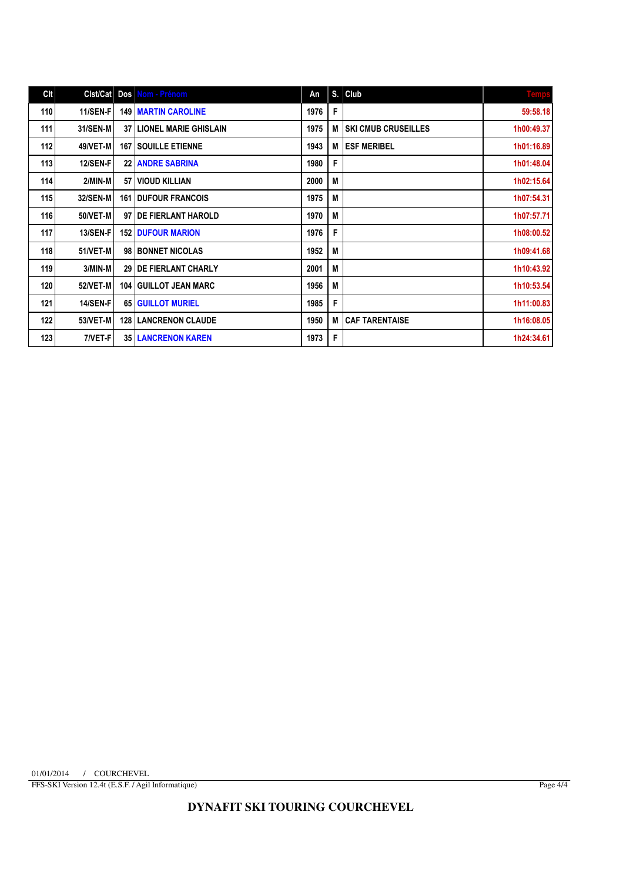| Clt | Clst/Cat | Dos | Nom - Prénom | An | S. | Club | Temps |
|---|---|---|---|---|---|---|---|
| 110 | 11/SEN-F | 149 | MARTIN CAROLINE | 1976 | F | | 59:58.18 |
| 111 | 31/SEN-M | 37 | LIONEL MARIE GHISLAIN | 1975 | M | SKI CMUB CRUSEILLES | 1h00:49.37 |
| 112 | 49/VET-M | 167 | SOUILLE ETIENNE | 1943 | M | ESF MERIBEL | 1h01:16.89 |
| 113 | 12/SEN-F | 22 | ANDRE SABRINA | 1980 | F | | 1h01:48.04 |
| 114 | 2/MIN-M | 57 | VIOUD KILLIAN | 2000 | M | | 1h02:15.64 |
| 115 | 32/SEN-M | 161 | DUFOUR FRANCOIS | 1975 | M | | 1h07:54.31 |
| 116 | 50/VET-M | 97 | DE FIERLANT HAROLD | 1970 | M | | 1h07:57.71 |
| 117 | 13/SEN-F | 152 | DUFOUR MARION | 1976 | F | | 1h08:00.52 |
| 118 | 51/VET-M | 98 | BONNET NICOLAS | 1952 | M | | 1h09:41.68 |
| 119 | 3/MIN-M | 29 | DE FIERLANT CHARLY | 2001 | M | | 1h10:43.92 |
| 120 | 52/VET-M | 104 | GUILLOT JEAN MARC | 1956 | M | | 1h10:53.54 |
| 121 | 14/SEN-F | 65 | GUILLOT MURIEL | 1985 | F | | 1h11:00.83 |
| 122 | 53/VET-M | 128 | LANCRENON CLAUDE | 1950 | M | CAF TARENTAISE | 1h16:08.05 |
| 123 | 7/VET-F | 35 | LANCRENON KAREN | 1973 | F | | 1h24:34.61 |

01/01/2014 / COURCHEVEL

FFS-SKI Version 12.4t (E.S.F. / Agil Informatique)

**DYNAFIT SKI TOURING COURCHEVEL**